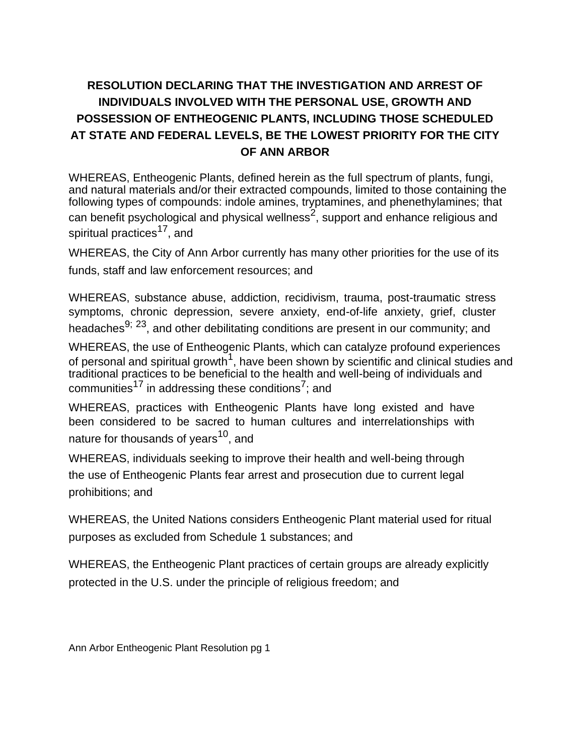# RESOLUTION DECLARING THAT THE INVESTIGATION AND ARREST OF INDIVIDUALS INVOLVED WITH THE PERSONAL USE, GROWTH AND POSSESSION OF ENTHEOGENIC PLANTS, INCLUDING THOSE SCHEDULED AT STATE AND FEDERAL LEVELS, BE THE LOWEST PRIORITY FOR THE CITY OF ANN ARBOR

WHEREAS, Entheogenic Plants, defined herein as the full spectrum of plants, fungi, and natural materials and/or their extracted compounds, limited to those containing the following types of compounds: indole amines, tryptamines, and phenethylamines; that can benefit psychological and physical wellness[2], support and enhance religious and spiritual practices[17], and

WHEREAS, the City of Ann Arbor currently has many other priorities for the use of its funds, staff and law enforcement resources; and

WHEREAS, substance abuse, addiction, recidivism, trauma, post-traumatic stress symptoms, chronic depression, severe anxiety, end-of-life anxiety, grief, cluster headaches[9; 23], and other debilitating conditions are present in our community; and

WHEREAS, the use of Entheogenic Plants, which can catalyze profound experiences of personal and spiritual growth[1], have been shown by scientific and clinical studies and traditional practices to be beneficial to the health and well-being of individuals and communities[17] in addressing these conditions[7]; and

WHEREAS, practices with Entheogenic Plants have long existed and have been considered to be sacred to human cultures and interrelationships with nature for thousands of years[10], and

WHEREAS, individuals seeking to improve their health and well-being through the use of Entheogenic Plants fear arrest and prosecution due to current legal prohibitions; and

WHEREAS, the United Nations considers Entheogenic Plant material used for ritual purposes as excluded from Schedule 1 substances; and

WHEREAS, the Entheogenic Plant practices of certain groups are already explicitly protected in the U.S. under the principle of religious freedom; and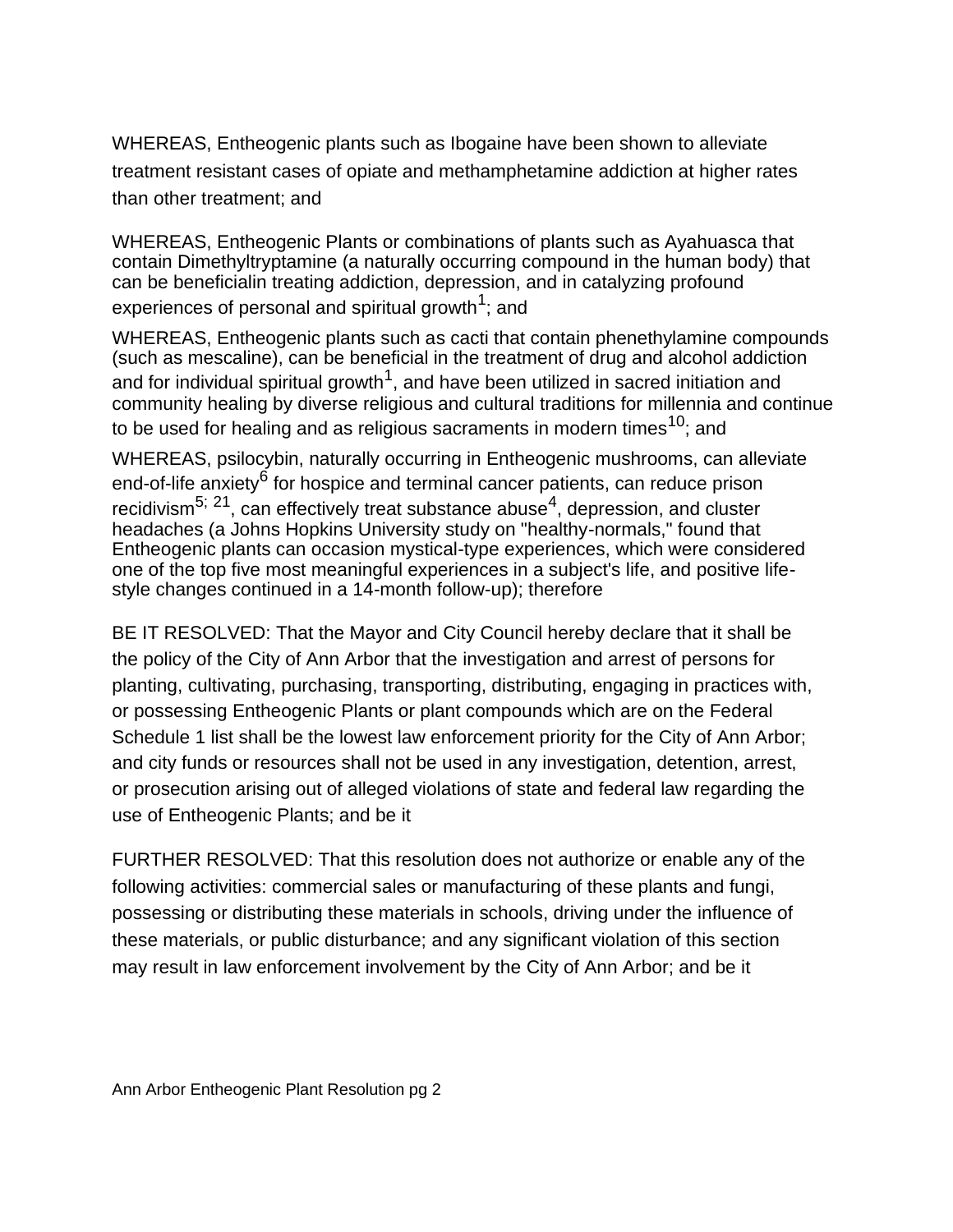WHEREAS, Entheogenic plants such as Ibogaine have been shown to alleviate treatment resistant cases of opiate and methamphetamine addiction at higher rates than other treatment; and

WHEREAS, Entheogenic Plants or combinations of plants such as Ayahuasca that contain Dimethyltryptamine (a naturally occurring compound in the human body) that can be beneficialin treating addiction, depression, and in catalyzing profound experiences of personal and spiritual growth[1]; and

WHEREAS, Entheogenic plants such as cacti that contain phenethylamine compounds (such as mescaline), can be beneficial in the treatment of drug and alcohol addiction and for individual spiritual growth[1], and have been utilized in sacred initiation and community healing by diverse religious and cultural traditions for millennia and continue to be used for healing and as religious sacraments in modern times[10]; and

WHEREAS, psilocybin, naturally occurring in Entheogenic mushrooms, can alleviate end-of-life anxiety[6] for hospice and terminal cancer patients, can reduce prison recidivism[5; 21], can effectively treat substance abuse[4], depression, and cluster headaches (a Johns Hopkins University study on "healthy-normals," found that Entheogenic plants can occasion mystical-type experiences, which were considered one of the top five most meaningful experiences in a subject's life, and positive life-style changes continued in a 14-month follow-up); therefore

BE IT RESOLVED: That the Mayor and City Council hereby declare that it shall be the policy of the City of Ann Arbor that the investigation and arrest of persons for planting, cultivating, purchasing, transporting, distributing, engaging in practices with, or possessing Entheogenic Plants or plant compounds which are on the Federal Schedule 1 list shall be the lowest law enforcement priority for the City of Ann Arbor; and city funds or resources shall not be used in any investigation, detention, arrest, or prosecution arising out of alleged violations of state and federal law regarding the use of Entheogenic Plants; and be it

FURTHER RESOLVED: That this resolution does not authorize or enable any of the following activities: commercial sales or manufacturing of these plants and fungi, possessing or distributing these materials in schools, driving under the influence of these materials, or public disturbance; and any significant violation of this section may result in law enforcement involvement by the City of Ann Arbor; and be it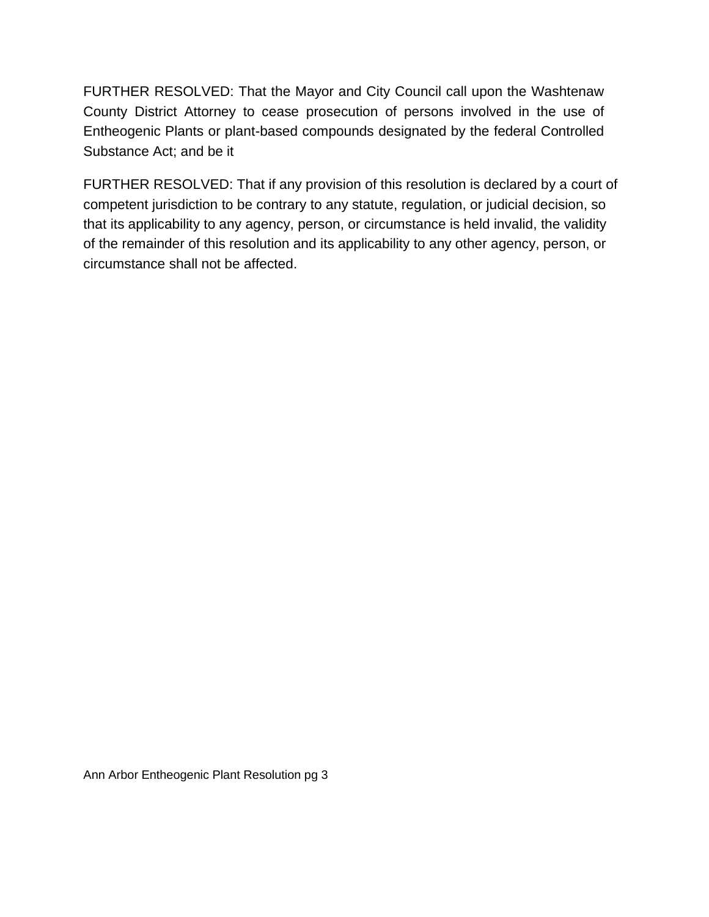FURTHER RESOLVED: That the Mayor and City Council call upon the Washtenaw County District Attorney to cease prosecution of persons involved in the use of Entheogenic Plants or plant-based compounds designated by the federal Controlled Substance Act; and be it

FURTHER RESOLVED: That if any provision of this resolution is declared by a court of competent jurisdiction to be contrary to any statute, regulation, or judicial decision, so that its applicability to any agency, person, or circumstance is held invalid, the validity of the remainder of this resolution and its applicability to any other agency, person, or circumstance shall not be affected.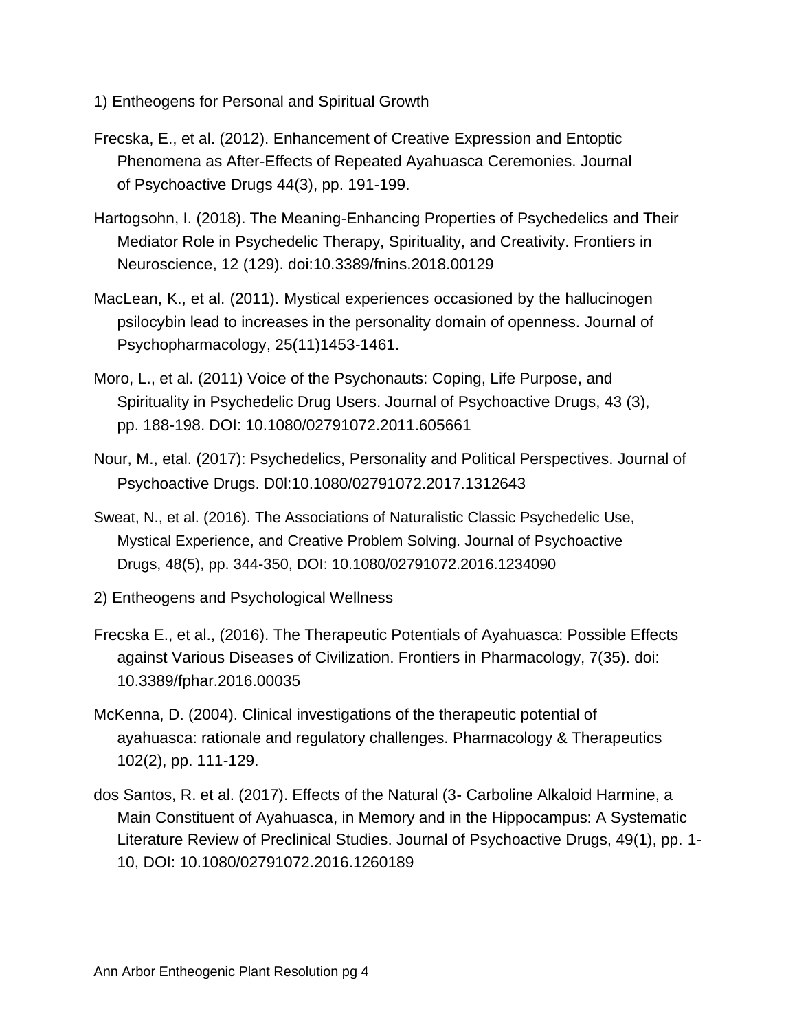1) Entheogens for Personal and Spiritual Growth

Frecska, E., et al. (2012). Enhancement of Creative Expression and Entoptic Phenomena as After-Effects of Repeated Ayahuasca Ceremonies. Journal of Psychoactive Drugs 44(3), pp. 191-199.

Hartogsohn, I. (2018). The Meaning-Enhancing Properties of Psychedelics and Their Mediator Role in Psychedelic Therapy, Spirituality, and Creativity. Frontiers in Neuroscience, 12 (129). doi:10.3389/fnins.2018.00129

MacLean, K., et al. (2011). Mystical experiences occasioned by the hallucinogen psilocybin lead to increases in the personality domain of openness. Journal of Psychopharmacology, 25(11)1453-1461.

Moro, L., et al. (2011) Voice of the Psychonauts: Coping, Life Purpose, and Spirituality in Psychedelic Drug Users. Journal of Psychoactive Drugs, 43 (3), pp. 188-198. DOI: 10.1080/02791072.2011.605661

Nour, M., etal. (2017): Psychedelics, Personality and Political Perspectives. Journal of Psychoactive Drugs. D0l:10.1080/02791072.2017.1312643

Sweat, N., et al. (2016). The Associations of Naturalistic Classic Psychedelic Use, Mystical Experience, and Creative Problem Solving. Journal of Psychoactive Drugs, 48(5), pp. 344-350, DOI: 10.1080/02791072.2016.1234090

2) Entheogens and Psychological Wellness

Frecska E., et al., (2016). The Therapeutic Potentials of Ayahuasca: Possible Effects against Various Diseases of Civilization. Frontiers in Pharmacology, 7(35). doi: 10.3389/fphar.2016.00035

McKenna, D. (2004). Clinical investigations of the therapeutic potential of ayahuasca: rationale and regulatory challenges. Pharmacology & Therapeutics 102(2), pp. 111-129.

dos Santos, R. et al. (2017). Effects of the Natural (3- Carboline Alkaloid Harmine, a Main Constituent of Ayahuasca, in Memory and in the Hippocampus: A Systematic Literature Review of Preclinical Studies. Journal of Psychoactive Drugs, 49(1), pp. 1-10, DOI: 10.1080/02791072.2016.1260189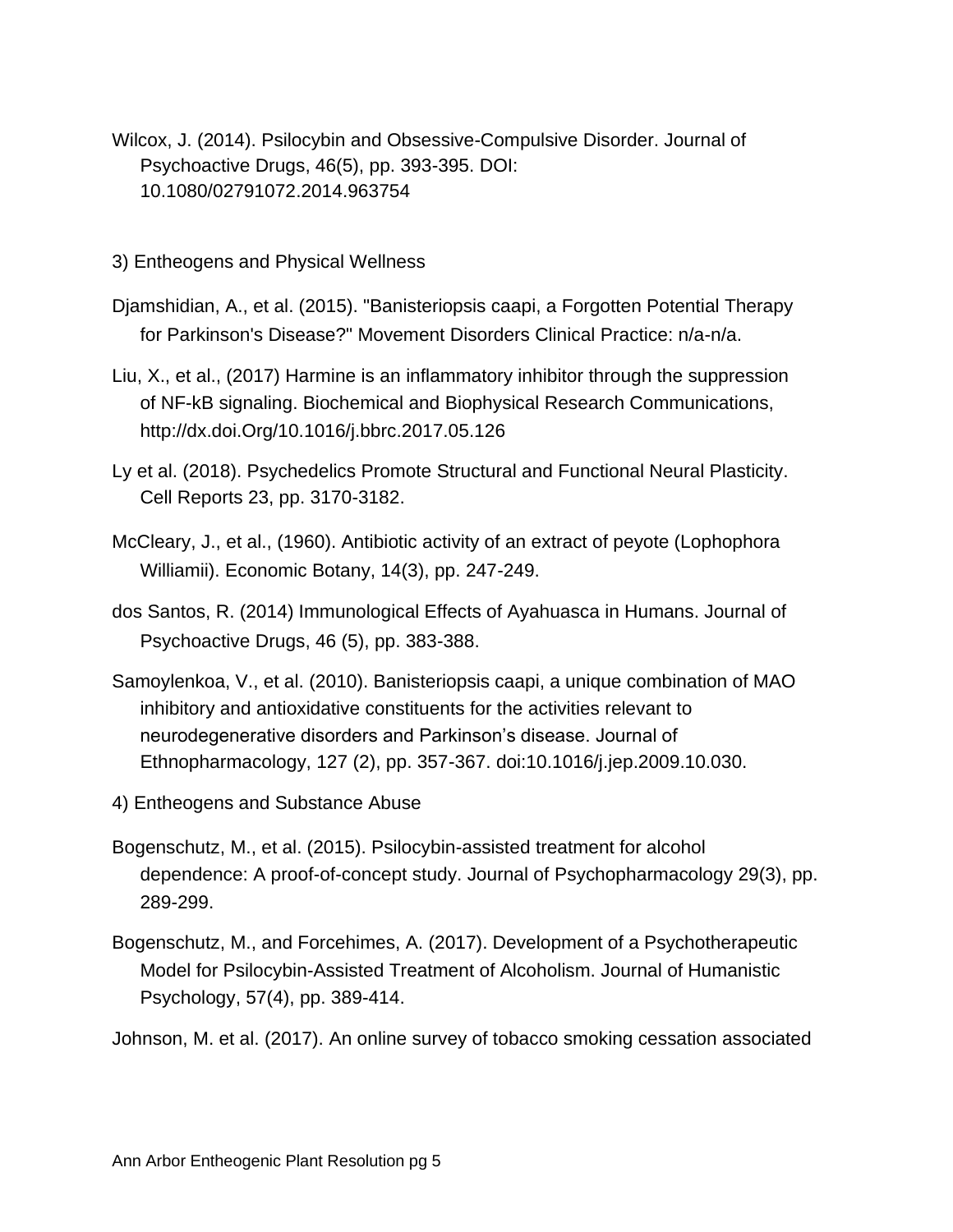Wilcox, J. (2014). Psilocybin and Obsessive-Compulsive Disorder. Journal of Psychoactive Drugs, 46(5), pp. 393-395. DOI: 10.1080/02791072.2014.963754

3) Entheogens and Physical Wellness

Djamshidian, A., et al. (2015). "Banisteriopsis caapi, a Forgotten Potential Therapy for Parkinson's Disease?" Movement Disorders Clinical Practice: n/a-n/a.

Liu, X., et al., (2017) Harmine is an inflammatory inhibitor through the suppression of NF-kB signaling. Biochemical and Biophysical Research Communications, http://dx.doi.Org/10.1016/j.bbrc.2017.05.126

Ly et al. (2018). Psychedelics Promote Structural and Functional Neural Plasticity. Cell Reports 23, pp. 3170-3182.

McCleary, J., et al., (1960). Antibiotic activity of an extract of peyote (Lophophora Williamii). Economic Botany, 14(3), pp. 247-249.

dos Santos, R. (2014) Immunological Effects of Ayahuasca in Humans. Journal of Psychoactive Drugs, 46 (5), pp. 383-388.

Samoylenkoa, V., et al. (2010). Banisteriopsis caapi, a unique combination of MAO inhibitory and antioxidative constituents for the activities relevant to neurodegenerative disorders and Parkinson's disease. Journal of Ethnopharmacology, 127 (2), pp. 357-367. doi:10.1016/j.jep.2009.10.030.

4) Entheogens and Substance Abuse

Bogenschutz, M., et al. (2015). Psilocybin-assisted treatment for alcohol dependence: A proof-of-concept study. Journal of Psychopharmacology 29(3), pp. 289-299.

Bogenschutz, M., and Forcehimes, A. (2017). Development of a Psychotherapeutic Model for Psilocybin-Assisted Treatment of Alcoholism. Journal of Humanistic Psychology, 57(4), pp. 389-414.

Johnson, M. et al. (2017). An online survey of tobacco smoking cessation associated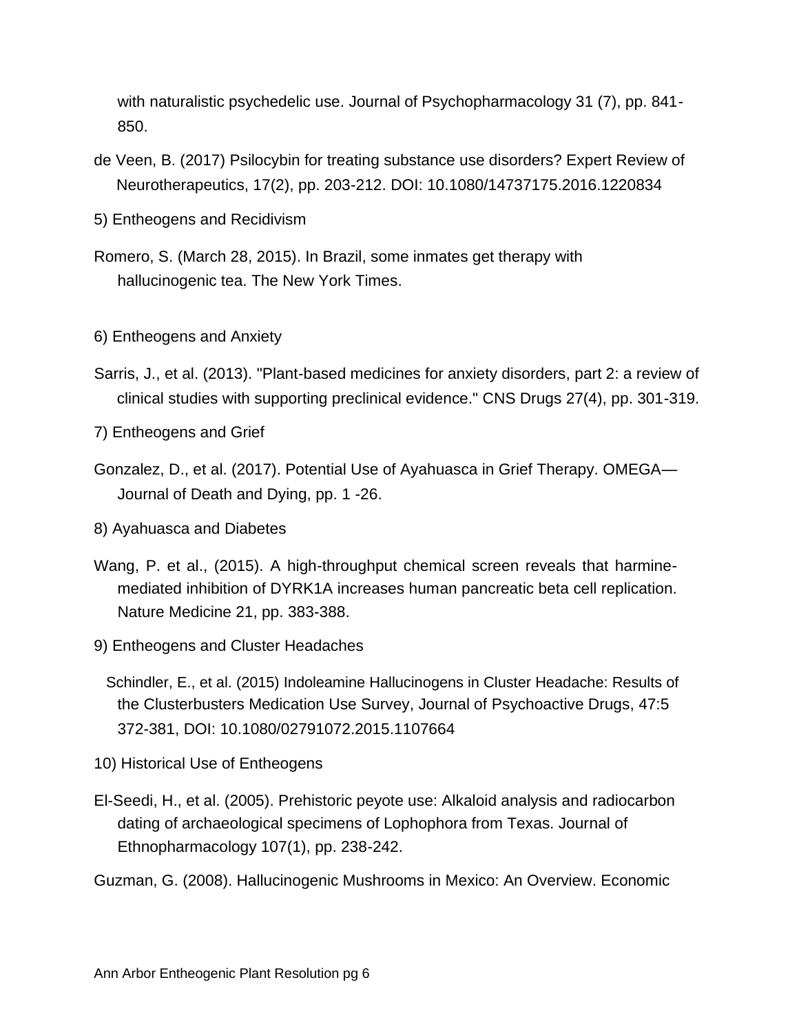with naturalistic psychedelic use. Journal of Psychopharmacology 31 (7), pp. 841-850.

de Veen, B. (2017) Psilocybin for treating substance use disorders? Expert Review of Neurotherapeutics, 17(2), pp. 203-212. DOI: 10.1080/14737175.2016.1220834

5) Entheogens and Recidivism

Romero, S. (March 28, 2015). In Brazil, some inmates get therapy with hallucinogenic tea. The New York Times.

6) Entheogens and Anxiety

Sarris, J., et al. (2013). "Plant-based medicines for anxiety disorders, part 2: a review of clinical studies with supporting preclinical evidence." CNS Drugs 27(4), pp. 301-319.

7) Entheogens and Grief

Gonzalez, D., et al. (2017). Potential Use of Ayahuasca in Grief Therapy. OMEGA—Journal of Death and Dying, pp. 1 -26.

8) Ayahuasca and Diabetes

Wang, P. et al., (2015). A high-throughput chemical screen reveals that harmine-mediated inhibition of DYRK1A increases human pancreatic beta cell replication. Nature Medicine 21, pp. 383-388.

9) Entheogens and Cluster Headaches

Schindler, E., et al. (2015) Indoleamine Hallucinogens in Cluster Headache: Results of the Clusterbusters Medication Use Survey, Journal of Psychoactive Drugs, 47:5 372-381, DOI: 10.1080/02791072.2015.1107664

10) Historical Use of Entheogens

El-Seedi, H., et al. (2005). Prehistoric peyote use: Alkaloid analysis and radiocarbon dating of archaeological specimens of Lophophora from Texas. Journal of Ethnopharmacology 107(1), pp. 238-242.

Guzman, G. (2008). Hallucinogenic Mushrooms in Mexico: An Overview. Economic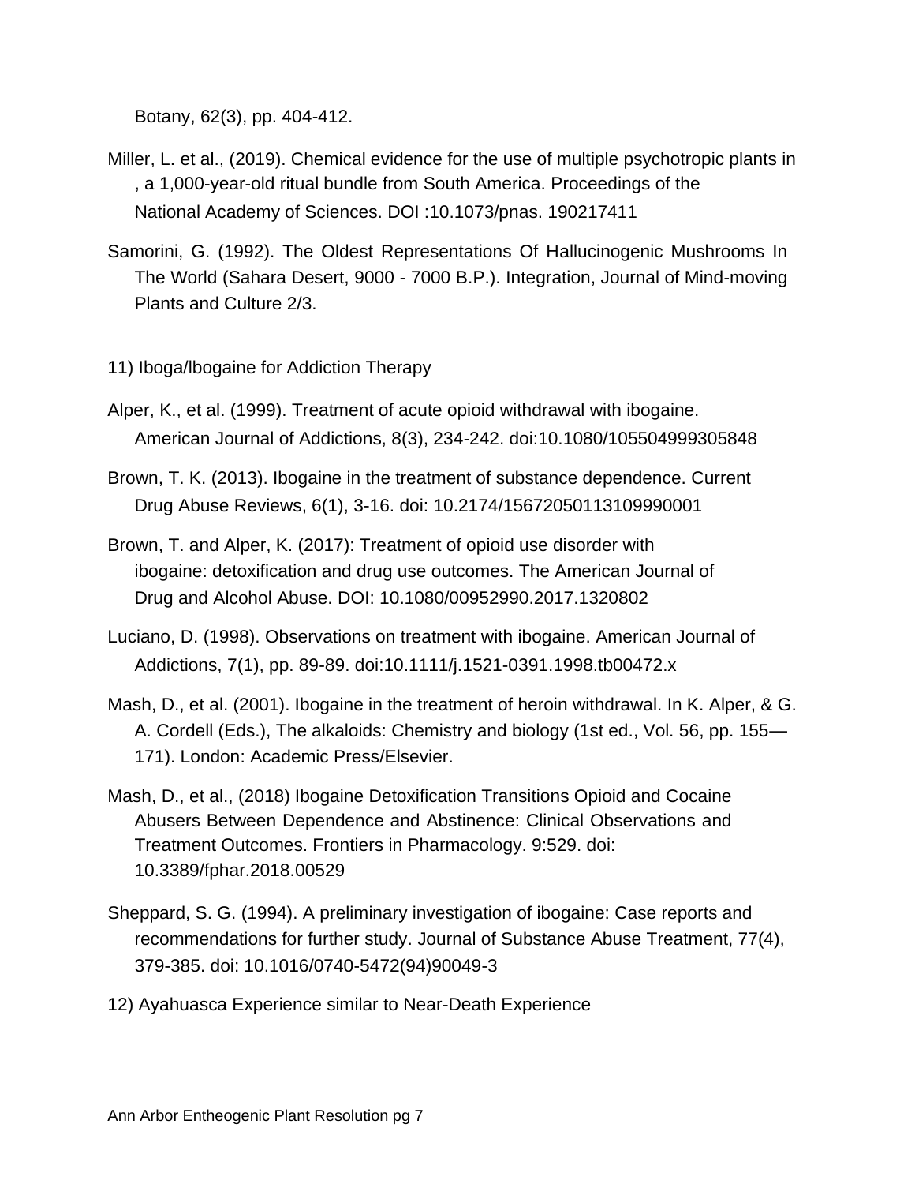Botany, 62(3), pp. 404-412.

Miller, L. et al., (2019). Chemical evidence for the use of multiple psychotropic plants in , a 1,000-year-old ritual bundle from South America. Proceedings of the National Academy of Sciences. DOI :10.1073/pnas. 190217411

Samorini, G. (1992). The Oldest Representations Of Hallucinogenic Mushrooms In The World (Sahara Desert, 9000 - 7000 B.P.). Integration, Journal of Mind-moving Plants and Culture 2/3.

11) Iboga/lbogaine for Addiction Therapy

Alper, K., et al. (1999). Treatment of acute opioid withdrawal with ibogaine. American Journal of Addictions, 8(3), 234-242. doi:10.1080/105504999305848

Brown, T. K. (2013). Ibogaine in the treatment of substance dependence. Current Drug Abuse Reviews, 6(1), 3-16. doi: 10.2174/15672050113109990001

Brown, T. and Alper, K. (2017): Treatment of opioid use disorder with ibogaine: detoxification and drug use outcomes. The American Journal of Drug and Alcohol Abuse. DOI: 10.1080/00952990.2017.1320802

Luciano, D. (1998). Observations on treatment with ibogaine. American Journal of Addictions, 7(1), pp. 89-89. doi:10.1111/j.1521-0391.1998.tb00472.x

Mash, D., et al. (2001). Ibogaine in the treatment of heroin withdrawal. In K. Alper, & G. A. Cordell (Eds.), The alkaloids: Chemistry and biology (1st ed., Vol. 56, pp. 155—171). London: Academic Press/Elsevier.

Mash, D., et al., (2018) Ibogaine Detoxification Transitions Opioid and Cocaine Abusers Between Dependence and Abstinence: Clinical Observations and Treatment Outcomes. Frontiers in Pharmacology. 9:529. doi: 10.3389/fphar.2018.00529

Sheppard, S. G. (1994). A preliminary investigation of ibogaine: Case reports and recommendations for further study. Journal of Substance Abuse Treatment, 77(4), 379-385. doi: 10.1016/0740-5472(94)90049-3

12) Ayahuasca Experience similar to Near-Death Experience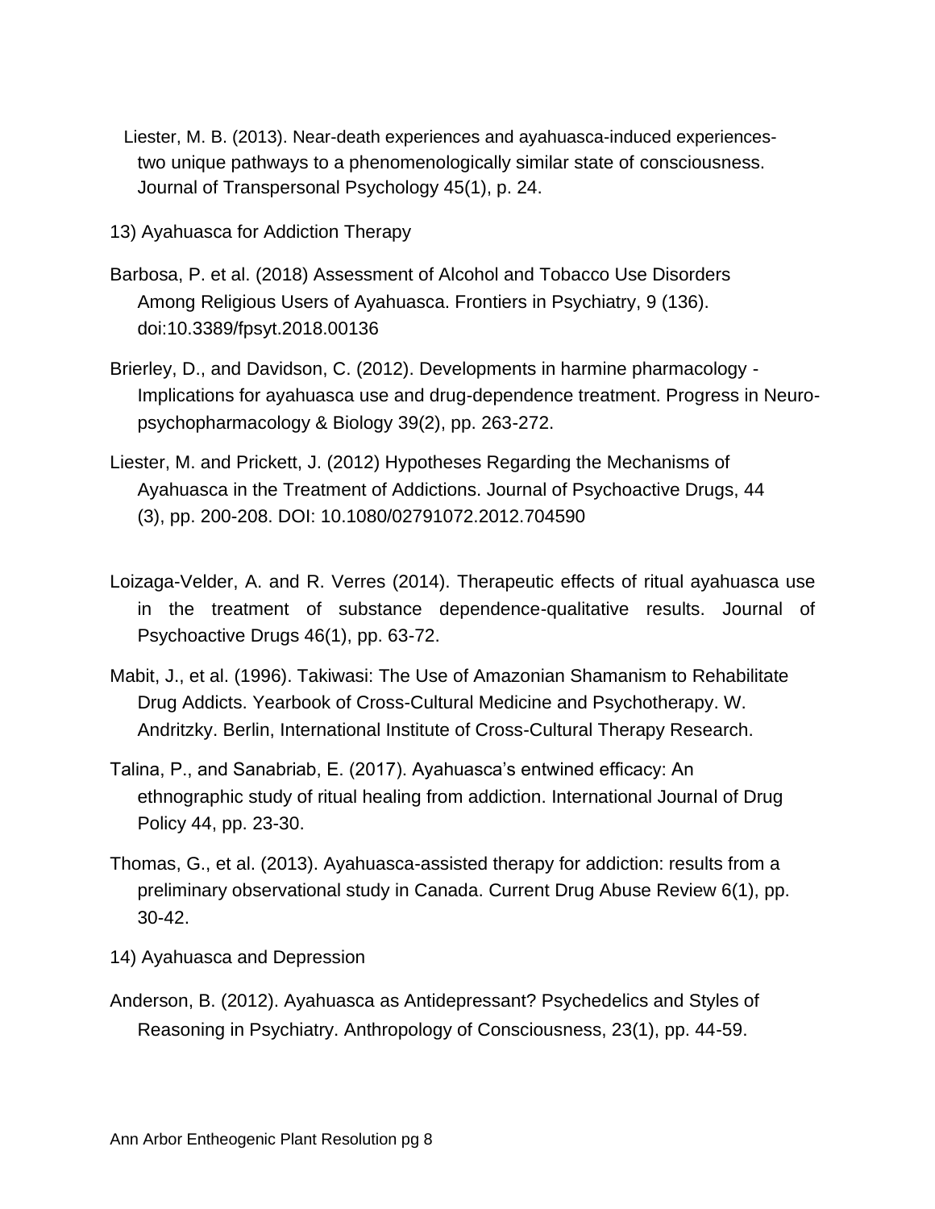Liester, M. B. (2013). Near-death experiences and ayahuasca-induced experiences-two unique pathways to a phenomenologically similar state of consciousness. Journal of Transpersonal Psychology 45(1), p. 24.

13) Ayahuasca for Addiction Therapy

Barbosa, P. et al. (2018) Assessment of Alcohol and Tobacco Use Disorders Among Religious Users of Ayahuasca. Frontiers in Psychiatry, 9 (136). doi:10.3389/fpsyt.2018.00136

Brierley, D., and Davidson, C. (2012). Developments in harmine pharmacology - Implications for ayahuasca use and drug-dependence treatment. Progress in Neuro-psychopharmacology & Biology 39(2), pp. 263-272.

Liester, M. and Prickett, J. (2012) Hypotheses Regarding the Mechanisms of Ayahuasca in the Treatment of Addictions. Journal of Psychoactive Drugs, 44 (3), pp. 200-208. DOI: 10.1080/02791072.2012.704590

Loizaga-Velder, A. and R. Verres (2014). Therapeutic effects of ritual ayahuasca use in the treatment of substance dependence-qualitative results. Journal of Psychoactive Drugs 46(1), pp. 63-72.

Mabit, J., et al. (1996). Takiwasi: The Use of Amazonian Shamanism to Rehabilitate Drug Addicts. Yearbook of Cross-Cultural Medicine and Psychotherapy. W. Andritzky. Berlin, International Institute of Cross-Cultural Therapy Research.

Talina, P., and Sanabriab, E. (2017). Ayahuasca's entwined efficacy: An ethnographic study of ritual healing from addiction. International Journal of Drug Policy 44, pp. 23-30.

Thomas, G., et al. (2013). Ayahuasca-assisted therapy for addiction: results from a preliminary observational study in Canada. Current Drug Abuse Review 6(1), pp. 30-42.

14) Ayahuasca and Depression

Anderson, B. (2012). Ayahuasca as Antidepressant? Psychedelics and Styles of Reasoning in Psychiatry. Anthropology of Consciousness, 23(1), pp. 44-59.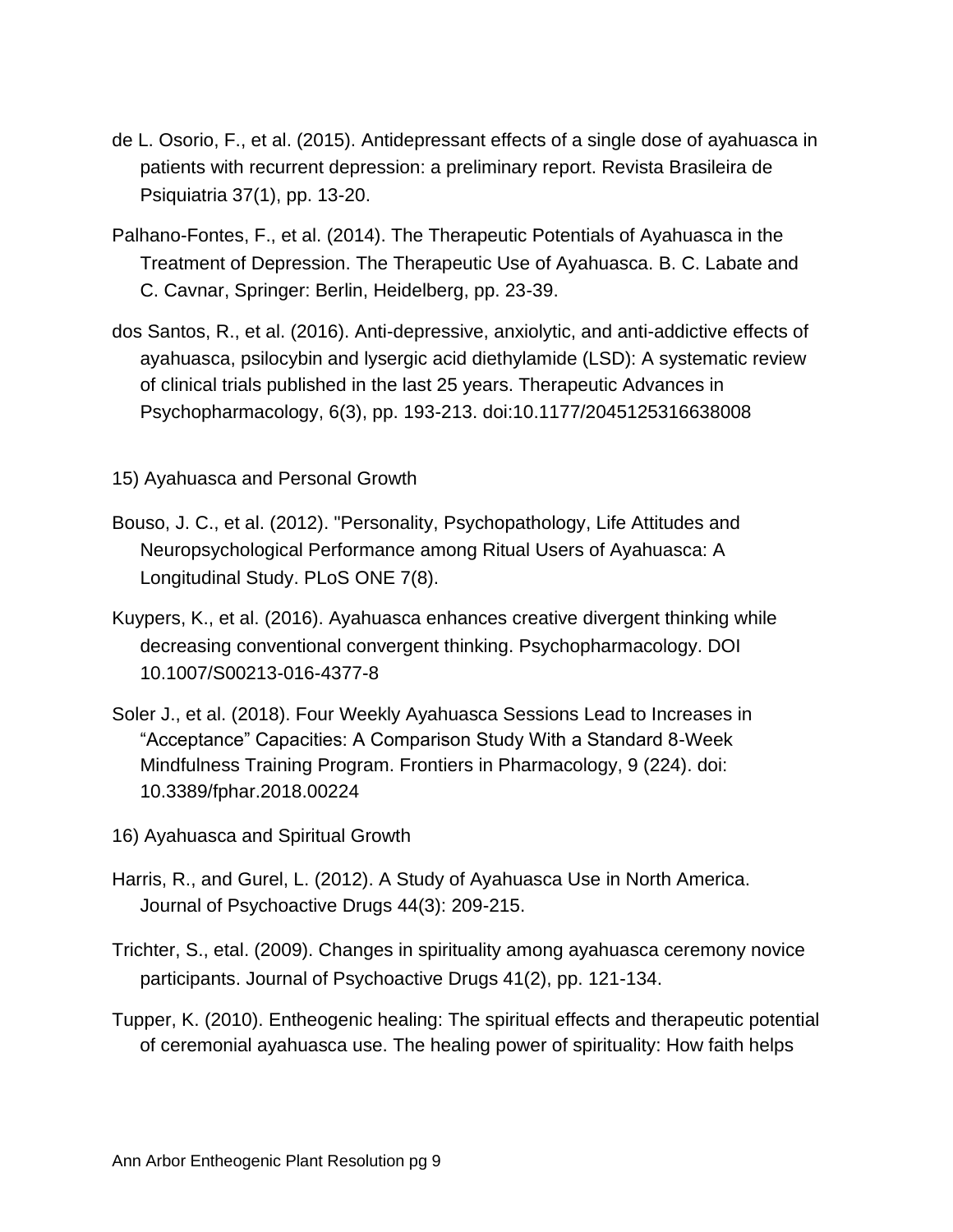de L. Osorio, F., et al. (2015). Antidepressant effects of a single dose of ayahuasca in patients with recurrent depression: a preliminary report. Revista Brasileira de Psiquiatria 37(1), pp. 13-20.

Palhano-Fontes, F., et al. (2014). The Therapeutic Potentials of Ayahuasca in the Treatment of Depression. The Therapeutic Use of Ayahuasca. B. C. Labate and C. Cavnar, Springer: Berlin, Heidelberg, pp. 23-39.

dos Santos, R., et al. (2016). Anti-depressive, anxiolytic, and anti-addictive effects of ayahuasca, psilocybin and lysergic acid diethylamide (LSD): A systematic review of clinical trials published in the last 25 years. Therapeutic Advances in Psychopharmacology, 6(3), pp. 193-213. doi:10.1177/2045125316638008

15) Ayahuasca and Personal Growth

Bouso, J. C., et al. (2012). "Personality, Psychopathology, Life Attitudes and Neuropsychological Performance among Ritual Users of Ayahuasca: A Longitudinal Study. PLoS ONE 7(8).

Kuypers, K., et al. (2016). Ayahuasca enhances creative divergent thinking while decreasing conventional convergent thinking. Psychopharmacology. DOI 10.1007/S00213-016-4377-8

Soler J., et al. (2018). Four Weekly Ayahuasca Sessions Lead to Increases in “Acceptance” Capacities: A Comparison Study With a Standard 8-Week Mindfulness Training Program. Frontiers in Pharmacology, 9 (224). doi: 10.3389/fphar.2018.00224

16) Ayahuasca and Spiritual Growth

Harris, R., and Gurel, L. (2012). A Study of Ayahuasca Use in North America. Journal of Psychoactive Drugs 44(3): 209-215.

Trichter, S., etal. (2009). Changes in spirituality among ayahuasca ceremony novice participants. Journal of Psychoactive Drugs 41(2), pp. 121-134.

Tupper, K. (2010). Entheogenic healing: The spiritual effects and therapeutic potential of ceremonial ayahuasca use. The healing power of spirituality: How faith helps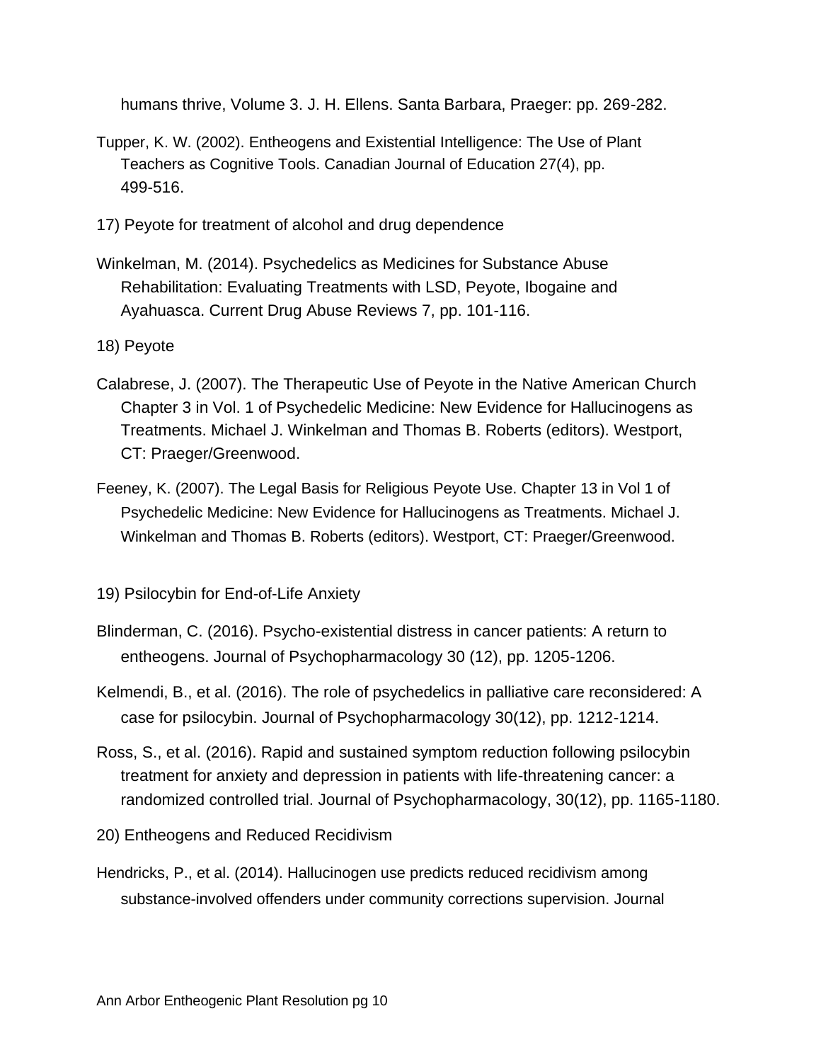humans thrive, Volume 3. J. H. Ellens. Santa Barbara, Praeger: pp. 269-282.

Tupper, K. W. (2002). Entheogens and Existential Intelligence: The Use of Plant Teachers as Cognitive Tools. Canadian Journal of Education 27(4), pp. 499-516.

17) Peyote for treatment of alcohol and drug dependence

Winkelman, M. (2014). Psychedelics as Medicines for Substance Abuse Rehabilitation: Evaluating Treatments with LSD, Peyote, Ibogaine and Ayahuasca. Current Drug Abuse Reviews 7, pp. 101-116.

18) Peyote

Calabrese, J. (2007). The Therapeutic Use of Peyote in the Native American Church Chapter 3 in Vol. 1 of Psychedelic Medicine: New Evidence for Hallucinogens as Treatments. Michael J. Winkelman and Thomas B. Roberts (editors). Westport, CT: Praeger/Greenwood.

Feeney, K. (2007). The Legal Basis for Religious Peyote Use. Chapter 13 in Vol 1 of Psychedelic Medicine: New Evidence for Hallucinogens as Treatments. Michael J. Winkelman and Thomas B. Roberts (editors). Westport, CT: Praeger/Greenwood.

19) Psilocybin for End-of-Life Anxiety

Blinderman, C. (2016). Psycho-existential distress in cancer patients: A return to entheogens. Journal of Psychopharmacology 30 (12), pp. 1205-1206.

Kelmendi, B., et al. (2016). The role of psychedelics in palliative care reconsidered: A case for psilocybin. Journal of Psychopharmacology 30(12), pp. 1212-1214.

Ross, S., et al. (2016). Rapid and sustained symptom reduction following psilocybin treatment for anxiety and depression in patients with life-threatening cancer: a randomized controlled trial. Journal of Psychopharmacology, 30(12), pp. 1165-1180.

20) Entheogens and Reduced Recidivism

Hendricks, P., et al. (2014). Hallucinogen use predicts reduced recidivism among substance-involved offenders under community corrections supervision. Journal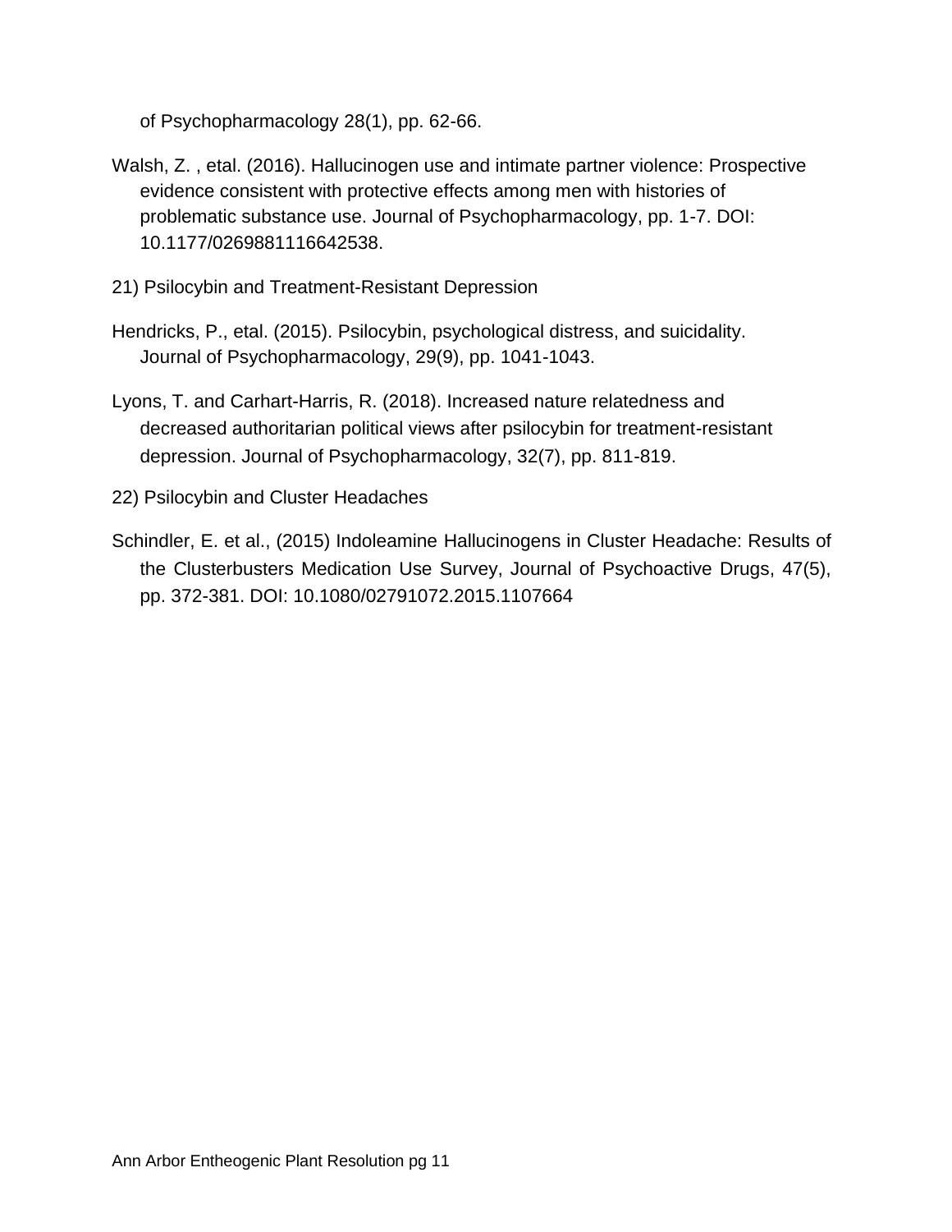of Psychopharmacology 28(1), pp. 62-66.

Walsh, Z. , etal. (2016). Hallucinogen use and intimate partner violence: Prospective evidence consistent with protective effects among men with histories of problematic substance use. Journal of Psychopharmacology, pp. 1-7. DOI: 10.1177/0269881116642538.

21) Psilocybin and Treatment-Resistant Depression

Hendricks, P., etal. (2015). Psilocybin, psychological distress, and suicidality. Journal of Psychopharmacology, 29(9), pp. 1041-1043.

Lyons, T. and Carhart-Harris, R. (2018). Increased nature relatedness and decreased authoritarian political views after psilocybin for treatment-resistant depression. Journal of Psychopharmacology, 32(7), pp. 811-819.

22) Psilocybin and Cluster Headaches

Schindler, E. et al., (2015) Indoleamine Hallucinogens in Cluster Headache: Results of the Clusterbusters Medication Use Survey, Journal of Psychoactive Drugs, 47(5), pp. 372-381. DOI: 10.1080/02791072.2015.1107664